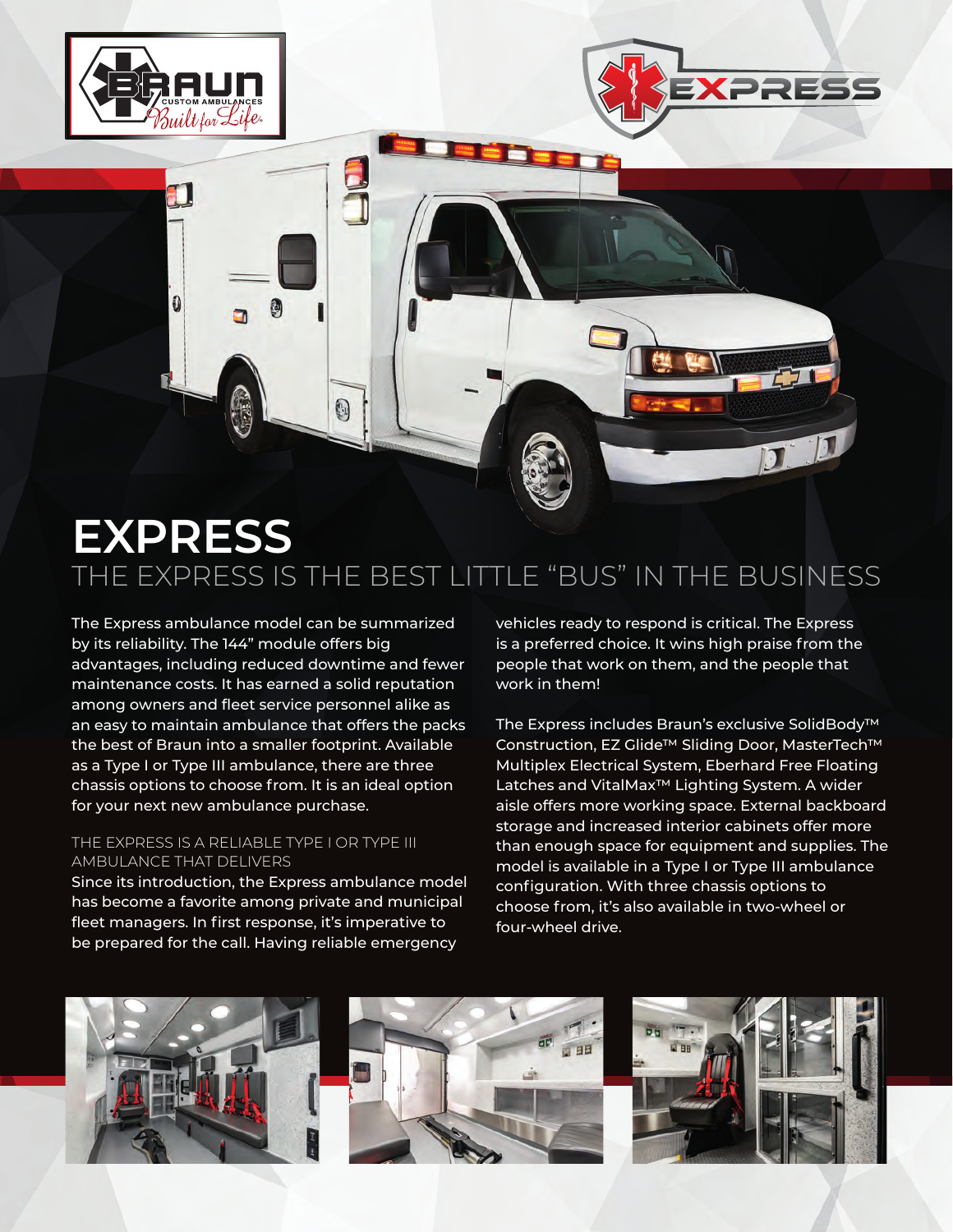# EXPRESS

## THE EXPRESS IS THE BEST LITTLE "BUS" IN THE BUSINESS

The Express ambulance model can be summarized by its reliability. The 144" module offers big advantages, including reduced downtime and fewer maintenance costs. It has earned a solid reputation among owners and fleet service personnel alike as an easy to maintain ambulance that offers the packs the best of Braun into a smaller footprint. Available as a Type I or Type III ambulance, there are three chassis options to choose from. It is an ideal option for your next new ambulance purchase.

### THE EXPRESS IS A RELIABLE TYPE I OR TYPE III AMBULANCE THAT DELIVERS

Since its introduction, the Express ambulance model has become a favorite among private and municipal fleet managers. In first response, it's imperative to be prepared for the call. Having reliable emergency vehicles ready to respond is critical. The Express is a preferred choice. It wins high praise from the people that work on them, and the people that work in them!

The Express includes Braun's exclusive SolidBody™ Construction, EZ Glide™ Sliding Door, MasterTech™ Multiplex Electrical System, Eberhard Free Floating Latches and VitalMax™ Lighting System. A wider aisle offers more working space. External backboard storage and increased interior cabinets offer more than enough space for equipment and supplies. The model is available in a Type I or Type III ambulance configuration. With three chassis options to choose from, it's also available in two-wheel or four-wheel drive.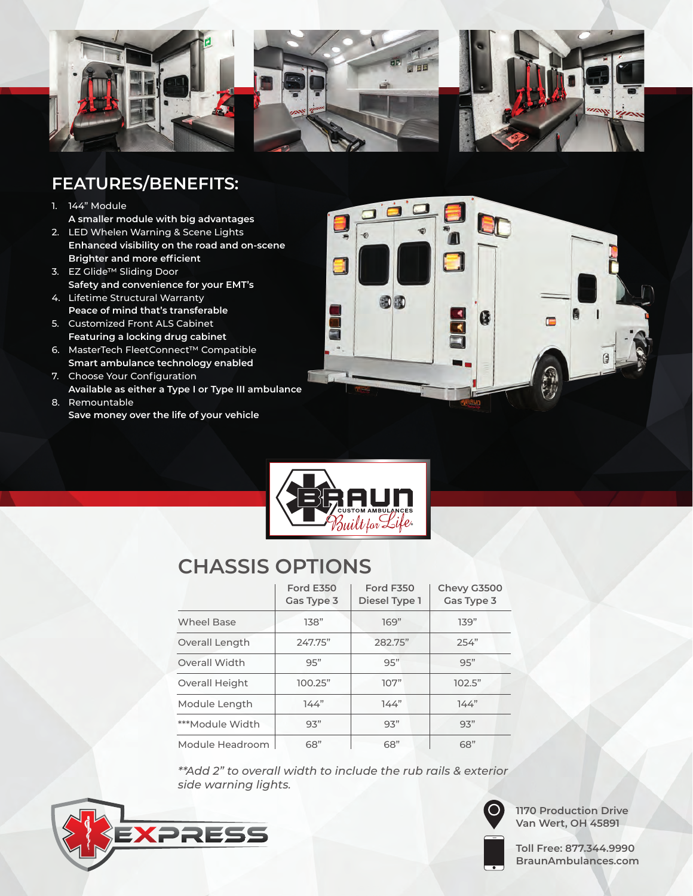## FEATURES/BENEFITS:

1. 144" Module
   **A smaller module with big advantages**
2. LED Whelen Warning & Scene Lights
   **Enhanced visibility on the road and on-scene**
   **Brighter and more efficient**
3. EZ Glide™ Sliding Door
   **Safety and convenience for your EMT's**
4. Lifetime Structural Warranty
   **Peace of mind that's transferable**
5. Customized Front ALS Cabinet
   **Featuring a locking drug cabinet**
6. MasterTech FleetConnect™ Compatible
   **Smart ambulance technology enabled**
7. Choose Your Configuration
   **Available as either a Type I or Type III ambulance**
8. Remountable
   **Save money over the life of your vehicle**

BRAUN CUSTOM AMBULANCES *Built for Life.*

## CHASSIS OPTIONS

| | Ford E350 Gas Type 3 | Ford F350 Diesel Type 1 | Chevy G3500 Gas Type 3 |
|---|---|---|---|
| Wheel Base | 138" | 169" | 139" |
| Overall Length | 247.75" | 282.75" | 254" |
| Overall Width | 95" | 95" | 95" |
| Overall Height | 100.25" | 107" | 102.5" |
| Module Length | 144" | 144" | 144" |
| ***Module Width | 93" | 93" | 93" |
| Module Headroom | 68" | 68" | 68" |

*\*\*Add 2" to overall width to include the rub rails & exterior side warning lights.*

EXPRESS

1170 Production Drive
Van Wert, OH 45891

Toll Free: 877.344.9990
BraunAmbulances.com